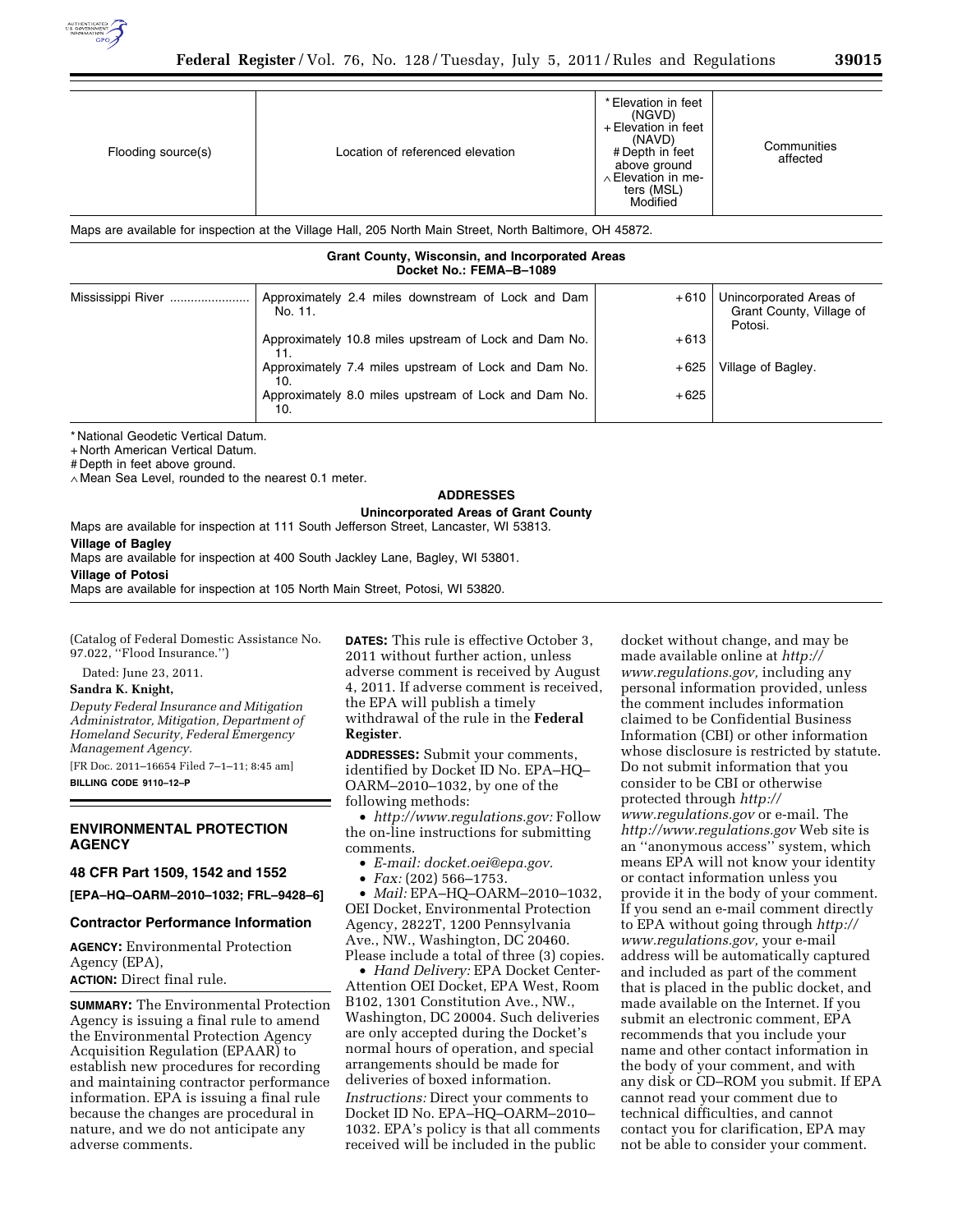| Flooding source(s) | Location of referenced elevation | * Elevation in feet (NGVD) + Elevation in feet (NAVD) # Depth in feet above ground ∧ Elevation in meters (MSL) Modified | Communities affected |
|---|---|---|---|
| Maps are available for inspection at the Village Hall, 205 North Main Street, North Baltimore, OH 45872. | | | |
| **Grant County, Wisconsin, and Incorporated Areas Docket No.: FEMA–B–1089** | | | |
| Mississippi River | Approximately 2.4 miles downstream of Lock and Dam No. 11. | +610 | Unincorporated Areas of Grant County, Village of Potosi. |
| | Approximately 10.8 miles upstream of Lock and Dam No. 11. | +613 | |
| | Approximately 7.4 miles upstream of Lock and Dam No. 10. | +625 | Village of Bagley. |
| | Approximately 8.0 miles upstream of Lock and Dam No. 10. | +625 | |

* National Geodetic Vertical Datum.
+ North American Vertical Datum.
# Depth in feet above ground.
∧ Mean Sea Level, rounded to the nearest 0.1 meter.

**ADDRESSES**

**Unincorporated Areas of Grant County**

Maps are available for inspection at 111 South Jefferson Street, Lancaster, WI 53813.

**Village of Bagley**

Maps are available for inspection at 400 South Jackley Lane, Bagley, WI 53801.

**Village of Potosi**

Maps are available for inspection at 105 North Main Street, Potosi, WI 53820.

(Catalog of Federal Domestic Assistance No. 97.022, ''Flood Insurance.'')

Dated: June 23, 2011.

**Sandra K. Knight,**

*Deputy Federal Insurance and Mitigation Administrator, Mitigation, Department of Homeland Security, Federal Emergency Management Agency.*

[FR Doc. 2011–16654 Filed 7–1–11; 8:45 am]

**BILLING CODE 9110–12–P**

## ENVIRONMENTAL PROTECTION AGENCY

### 48 CFR Part 1509, 1542 and 1552

**[EPA–HQ–OARM–2010–1032; FRL–9428–6]**

### Contractor Performance Information

**AGENCY:** Environmental Protection Agency (EPA),

**ACTION:** Direct final rule.

**SUMMARY:** The Environmental Protection Agency is issuing a final rule to amend the Environmental Protection Agency Acquisition Regulation (EPAAR) to establish new procedures for recording and maintaining contractor performance information. EPA is issuing a final rule because the changes are procedural in nature, and we do not anticipate any adverse comments.

**DATES:** This rule is effective October 3, 2011 without further action, unless adverse comment is received by August 4, 2011. If adverse comment is received, the EPA will publish a timely withdrawal of the rule in the **Federal Register**.

**ADDRESSES:** Submit your comments, identified by Docket ID No. EPA–HQ–OARM–2010–1032, by one of the following methods:

- *http://www.regulations.gov:* Follow the on-line instructions for submitting comments.
- *E-mail: docket.oei@epa.gov.*
- *Fax:* (202) 566–1753.
- *Mail:* EPA–HQ–OARM–2010–1032, OEI Docket, Environmental Protection Agency, 2822T, 1200 Pennsylvania Ave., NW., Washington, DC 20460. Please include a total of three (3) copies.
- *Hand Delivery:* EPA Docket Center-Attention OEI Docket, EPA West, Room B102, 1301 Constitution Ave., NW., Washington, DC 20004. Such deliveries are only accepted during the Docket's normal hours of operation, and special arrangements should be made for deliveries of boxed information.

*Instructions:* Direct your comments to Docket ID No. EPA–HQ–OARM–2010–1032. EPA's policy is that all comments received will be included in the public docket without change, and may be made available online at *http://www.regulations.gov,* including any personal information provided, unless the comment includes information claimed to be Confidential Business Information (CBI) or other information whose disclosure is restricted by statute. Do not submit information that you consider to be CBI or otherwise protected through *http://www.regulations.gov* or e-mail. The *http://www.regulations.gov* Web site is an ''anonymous access'' system, which means EPA will not know your identity or contact information unless you provide it in the body of your comment. If you send an e-mail comment directly to EPA without going through *http://www.regulations.gov,* your e-mail address will be automatically captured and included as part of the comment that is placed in the public docket, and made available on the Internet. If you submit an electronic comment, EPA recommends that you include your name and other contact information in the body of your comment, and with any disk or CD–ROM you submit. If EPA cannot read your comment due to technical difficulties, and cannot contact you for clarification, EPA may not be able to consider your comment.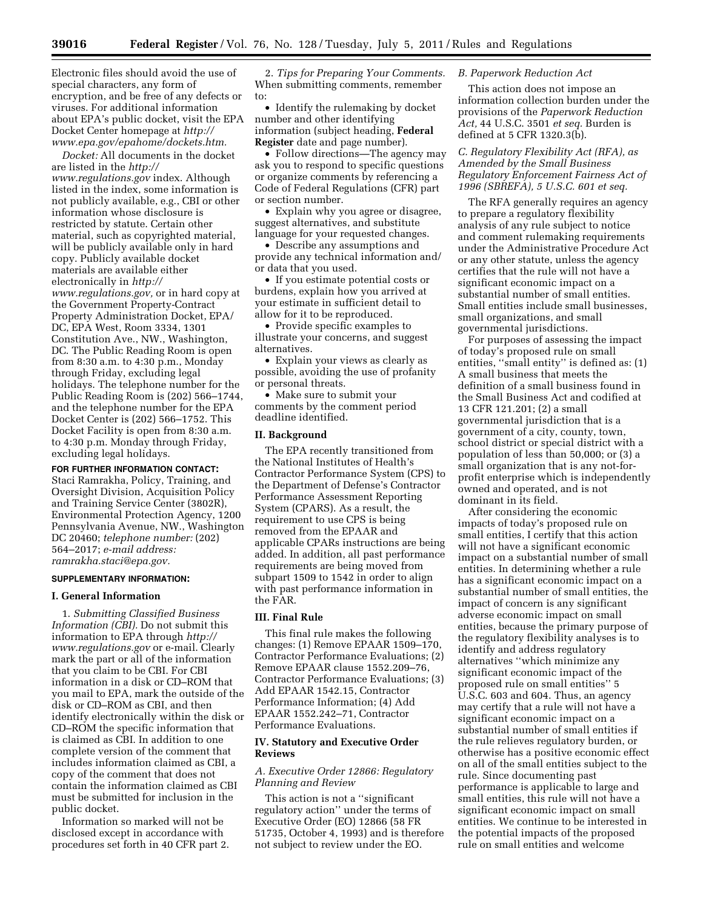Electronic files should avoid the use of special characters, any form of encryption, and be free of any defects or viruses. For additional information about EPA's public docket, visit the EPA Docket Center homepage at *http://www.epa.gov/epahome/dockets.htm.*

*Docket:* All documents in the docket are listed in the *http://www.regulations.gov* index. Although listed in the index, some information is not publicly available, e.g., CBI or other information whose disclosure is restricted by statute. Certain other material, such as copyrighted material, will be publicly available only in hard copy. Publicly available docket materials are available either electronically in *http://www.regulations.gov,* or in hard copy at the Government Property-Contract Property Administration Docket, EPA/DC, EPA West, Room 3334, 1301 Constitution Ave., NW., Washington, DC. The Public Reading Room is open from 8:30 a.m. to 4:30 p.m., Monday through Friday, excluding legal holidays. The telephone number for the Public Reading Room is (202) 566–1744, and the telephone number for the EPA Docket Center is (202) 566–1752. This Docket Facility is open from 8:30 a.m. to 4:30 p.m. Monday through Friday, excluding legal holidays.

**FOR FURTHER INFORMATION CONTACT:** Staci Ramrakha, Policy, Training, and Oversight Division, Acquisition Policy and Training Service Center (3802R), Environmental Protection Agency, 1200 Pennsylvania Avenue, NW., Washington DC 20460; *telephone number:* (202) 564–2017; *e-mail address: ramrakha.staci@epa.gov.*

**SUPPLEMENTARY INFORMATION:**

## I. General Information

1. *Submitting Classified Business Information (CBI).* Do not submit this information to EPA through *http://www.regulations.gov* or e-mail. Clearly mark the part or all of the information that you claim to be CBI. For CBI information in a disk or CD–ROM that you mail to EPA, mark the outside of the disk or CD–ROM as CBI, and then identify electronically within the disk or CD–ROM the specific information that is claimed as CBI. In addition to one complete version of the comment that includes information claimed as CBI, a copy of the comment that does not contain the information claimed as CBI must be submitted for inclusion in the public docket.

Information so marked will not be disclosed except in accordance with procedures set forth in 40 CFR part 2.

2. *Tips for Preparing Your Comments.* When submitting comments, remember to:

- Identify the rulemaking by docket number and other identifying information (subject heading, **Federal Register** date and page number).
- Follow directions—The agency may ask you to respond to specific questions or organize comments by referencing a Code of Federal Regulations (CFR) part or section number.
- Explain why you agree or disagree, suggest alternatives, and substitute language for your requested changes.
- Describe any assumptions and provide any technical information and/or data that you used.
- If you estimate potential costs or burdens, explain how you arrived at your estimate in sufficient detail to allow for it to be reproduced.
- Provide specific examples to illustrate your concerns, and suggest alternatives.
- Explain your views as clearly as possible, avoiding the use of profanity or personal threats.
- Make sure to submit your comments by the comment period deadline identified.

## II. Background

The EPA recently transitioned from the National Institutes of Health's Contractor Performance System (CPS) to the Department of Defense's Contractor Performance Assessment Reporting System (CPARS). As a result, the requirement to use CPS is being removed from the EPAAR and applicable CPARs instructions are being added. In addition, all past performance requirements are being moved from subpart 1509 to 1542 in order to align with past performance information in the FAR.

## III. Final Rule

This final rule makes the following changes: (1) Remove EPAAR 1509–170, Contractor Performance Evaluations; (2) Remove EPAAR clause 1552.209–76, Contractor Performance Evaluations; (3) Add EPAAR 1542.15, Contractor Performance Information; (4) Add EPAAR 1552.242–71, Contractor Performance Evaluations.

## IV. Statutory and Executive Order Reviews

### *A. Executive Order 12866: Regulatory Planning and Review*

This action is not a ''significant regulatory action'' under the terms of Executive Order (EO) 12866 (58 FR 51735, October 4, 1993) and is therefore not subject to review under the EO.

### *B. Paperwork Reduction Act*

This action does not impose an information collection burden under the provisions of the *Paperwork Reduction Act,* 44 U.S.C. 3501 *et seq.* Burden is defined at 5 CFR 1320.3(b).

### *C. Regulatory Flexibility Act (RFA), as Amended by the Small Business Regulatory Enforcement Fairness Act of 1996 (SBREFA), 5 U.S.C. 601 et seq.*

The RFA generally requires an agency to prepare a regulatory flexibility analysis of any rule subject to notice and comment rulemaking requirements under the Administrative Procedure Act or any other statute, unless the agency certifies that the rule will not have a significant economic impact on a substantial number of small entities. Small entities include small businesses, small organizations, and small governmental jurisdictions.

For purposes of assessing the impact of today's proposed rule on small entities, ''small entity'' is defined as: (1) A small business that meets the definition of a small business found in the Small Business Act and codified at 13 CFR 121.201; (2) a small governmental jurisdiction that is a government of a city, county, town, school district or special district with a population of less than 50,000; or (3) a small organization that is any not-for-profit enterprise which is independently owned and operated, and is not dominant in its field.

After considering the economic impacts of today's proposed rule on small entities, I certify that this action will not have a significant economic impact on a substantial number of small entities. In determining whether a rule has a significant economic impact on a substantial number of small entities, the impact of concern is any significant adverse economic impact on small entities, because the primary purpose of the regulatory flexibility analyses is to identify and address regulatory alternatives ''which minimize any significant economic impact of the proposed rule on small entities'' 5 U.S.C. 603 and 604. Thus, an agency may certify that a rule will not have a significant economic impact on a substantial number of small entities if the rule relieves regulatory burden, or otherwise has a positive economic effect on all of the small entities subject to the rule. Since documenting past performance is applicable to large and small entities, this rule will not have a significant economic impact on small entities. We continue to be interested in the potential impacts of the proposed rule on small entities and welcome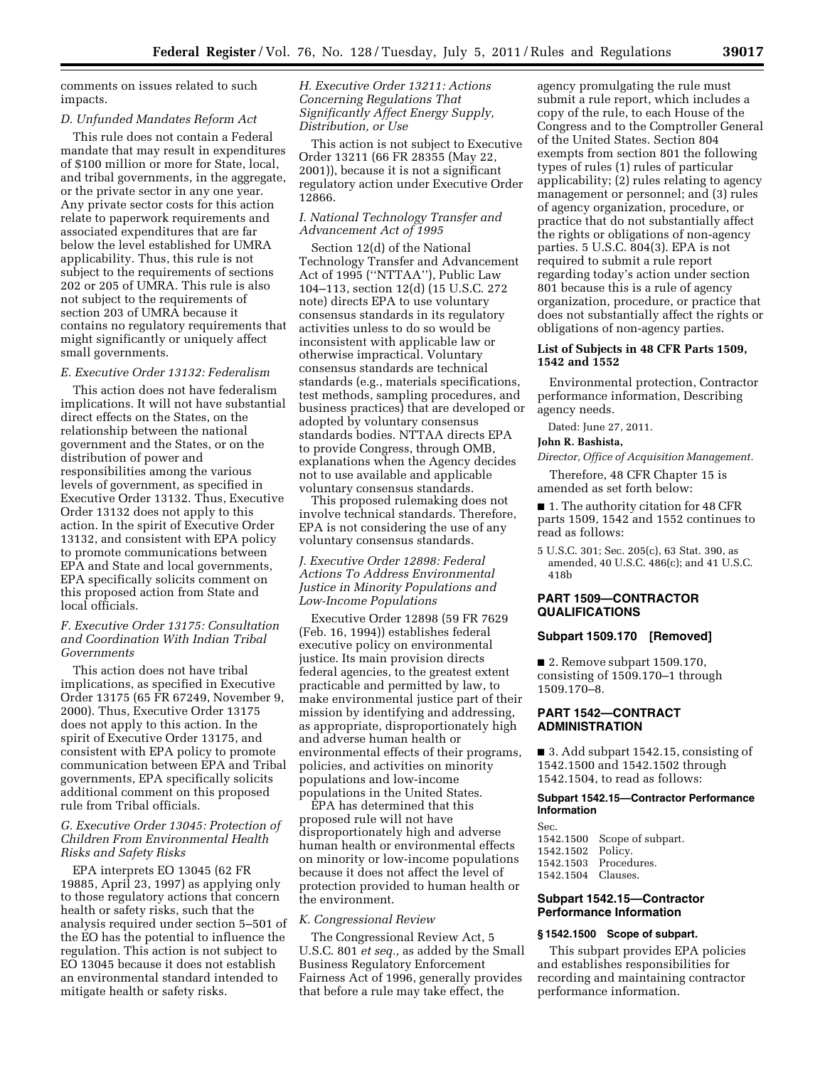comments on issues related to such impacts.

*D. Unfunded Mandates Reform Act*

This rule does not contain a Federal mandate that may result in expenditures of $100 million or more for State, local, and tribal governments, in the aggregate, or the private sector in any one year. Any private sector costs for this action relate to paperwork requirements and associated expenditures that are far below the level established for UMRA applicability. Thus, this rule is not subject to the requirements of sections 202 or 205 of UMRA. This rule is also not subject to the requirements of section 203 of UMRA because it contains no regulatory requirements that might significantly or uniquely affect small governments.

*E. Executive Order 13132: Federalism*

This action does not have federalism implications. It will not have substantial direct effects on the States, on the relationship between the national government and the States, or on the distribution of power and responsibilities among the various levels of government, as specified in Executive Order 13132. Thus, Executive Order 13132 does not apply to this action. In the spirit of Executive Order 13132, and consistent with EPA policy to promote communications between EPA and State and local governments, EPA specifically solicits comment on this proposed action from State and local officials.

*F. Executive Order 13175: Consultation and Coordination With Indian Tribal Governments*

This action does not have tribal implications, as specified in Executive Order 13175 (65 FR 67249, November 9, 2000). Thus, Executive Order 13175 does not apply to this action. In the spirit of Executive Order 13175, and consistent with EPA policy to promote communication between EPA and Tribal governments, EPA specifically solicits additional comment on this proposed rule from Tribal officials.

*G. Executive Order 13045: Protection of Children From Environmental Health Risks and Safety Risks*

EPA interprets EO 13045 (62 FR 19885, April 23, 1997) as applying only to those regulatory actions that concern health or safety risks, such that the analysis required under section 5–501 of the EO has the potential to influence the regulation. This action is not subject to EO 13045 because it does not establish an environmental standard intended to mitigate health or safety risks.

*H. Executive Order 13211: Actions Concerning Regulations That Significantly Affect Energy Supply, Distribution, or Use*

This action is not subject to Executive Order 13211 (66 FR 28355 (May 22, 2001)), because it is not a significant regulatory action under Executive Order 12866.

*I. National Technology Transfer and Advancement Act of 1995*

Section 12(d) of the National Technology Transfer and Advancement Act of 1995 (''NTTAA''), Public Law 104–113, section 12(d) (15 U.S.C. 272 note) directs EPA to use voluntary consensus standards in its regulatory activities unless to do so would be inconsistent with applicable law or otherwise impractical. Voluntary consensus standards are technical standards (e.g., materials specifications, test methods, sampling procedures, and business practices) that are developed or adopted by voluntary consensus standards bodies. NTTAA directs EPA to provide Congress, through OMB, explanations when the Agency decides not to use available and applicable voluntary consensus standards.

This proposed rulemaking does not involve technical standards. Therefore, EPA is not considering the use of any voluntary consensus standards.

*J. Executive Order 12898: Federal Actions To Address Environmental Justice in Minority Populations and Low-Income Populations*

Executive Order 12898 (59 FR 7629 (Feb. 16, 1994)) establishes federal executive policy on environmental justice. Its main provision directs federal agencies, to the greatest extent practicable and permitted by law, to make environmental justice part of their mission by identifying and addressing, as appropriate, disproportionately high and adverse human health or environmental effects of their programs, policies, and activities on minority populations and low-income populations in the United States.

EPA has determined that this proposed rule will not have disproportionately high and adverse human health or environmental effects on minority or low-income populations because it does not affect the level of protection provided to human health or the environment.

*K. Congressional Review*

The Congressional Review Act, 5 U.S.C. 801 *et seq.,* as added by the Small Business Regulatory Enforcement Fairness Act of 1996, generally provides that before a rule may take effect, the agency promulgating the rule must submit a rule report, which includes a copy of the rule, to each House of the Congress and to the Comptroller General of the United States. Section 804 exempts from section 801 the following types of rules (1) rules of particular applicability; (2) rules relating to agency management or personnel; and (3) rules of agency organization, procedure, or practice that do not substantially affect the rights or obligations of non-agency parties. 5 U.S.C. 804(3). EPA is not required to submit a rule report regarding today's action under section 801 because this is a rule of agency organization, procedure, or practice that does not substantially affect the rights or obligations of non-agency parties.

**List of Subjects in 48 CFR Parts 1509, 1542 and 1552**

Environmental protection, Contractor performance information, Describing agency needs.

Dated: June 27, 2011.

**John R. Bashista,**

*Director, Office of Acquisition Management.*

Therefore, 48 CFR Chapter 15 is amended as set forth below:

■ 1. The authority citation for 48 CFR parts 1509, 1542 and 1552 continues to read as follows:

5 U.S.C. 301; Sec. 205(c), 63 Stat. 390, as amended, 40 U.S.C. 486(c); and 41 U.S.C. 418b

## PART 1509—CONTRACTOR QUALIFICATIONS

### Subpart 1509.170 [Removed]

■ 2. Remove subpart 1509.170, consisting of 1509.170–1 through 1509.170–8.

## PART 1542—CONTRACT ADMINISTRATION

■ 3. Add subpart 1542.15, consisting of 1542.1500 and 1542.1502 through 1542.1504, to read as follows:

### Subpart 1542.15—Contractor Performance Information

Sec.
1542.1500 Scope of subpart.
1542.1502 Policy.
1542.1503 Procedures.
1542.1504 Clauses.

### Subpart 1542.15—Contractor Performance Information

#### § 1542.1500 Scope of subpart.

This subpart provides EPA policies and establishes responsibilities for recording and maintaining contractor performance information.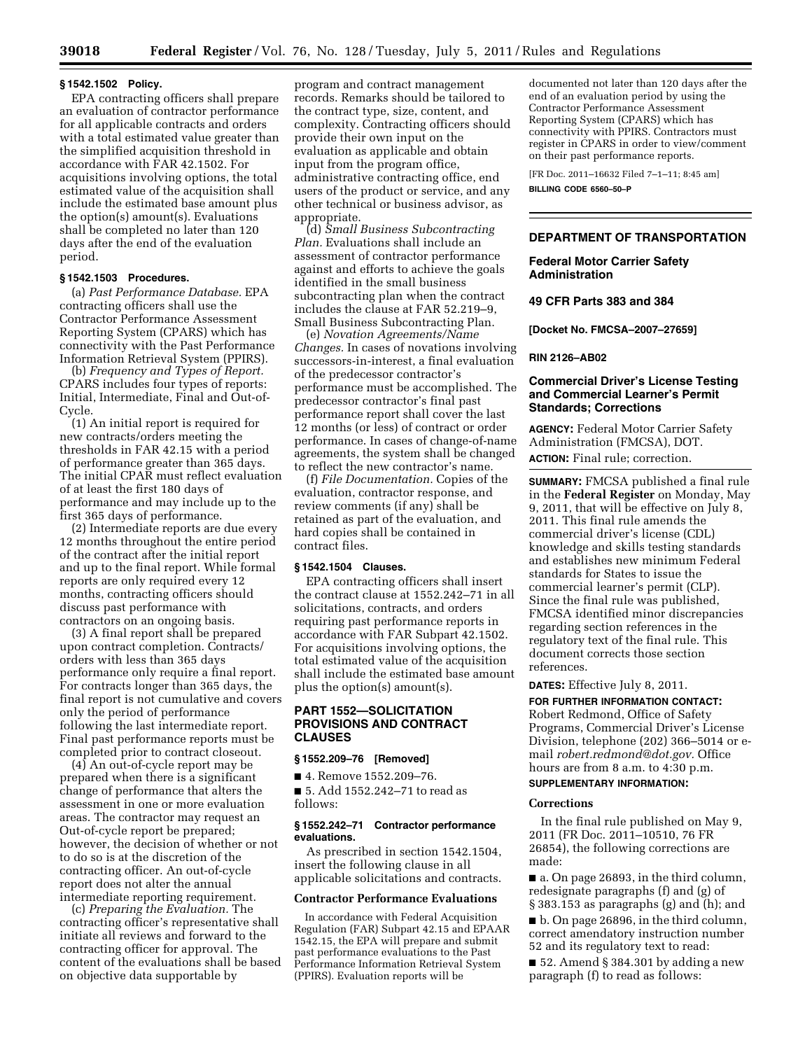### § 1542.1502 Policy.

EPA contracting officers shall prepare an evaluation of contractor performance for all applicable contracts and orders with a total estimated value greater than the simplified acquisition threshold in accordance with FAR 42.1502. For acquisitions involving options, the total estimated value of the acquisition shall include the estimated base amount plus the option(s) amount(s). Evaluations shall be completed no later than 120 days after the end of the evaluation period.

### § 1542.1503 Procedures.

(a) *Past Performance Database.* EPA contracting officers shall use the Contractor Performance Assessment Reporting System (CPARS) which has connectivity with the Past Performance Information Retrieval System (PPIRS).

(b) *Frequency and Types of Report.* CPARS includes four types of reports: Initial, Intermediate, Final and Out-of-Cycle.

(1) An initial report is required for new contracts/orders meeting the thresholds in FAR 42.15 with a period of performance greater than 365 days. The initial CPAR must reflect evaluation of at least the first 180 days of performance and may include up to the first 365 days of performance.

(2) Intermediate reports are due every 12 months throughout the entire period of the contract after the initial report and up to the final report. While formal reports are only required every 12 months, contracting officers should discuss past performance with contractors on an ongoing basis.

(3) A final report shall be prepared upon contract completion. Contracts/orders with less than 365 days performance only require a final report. For contracts longer than 365 days, the final report is not cumulative and covers only the period of performance following the last intermediate report. Final past performance reports must be completed prior to contract closeout.

(4) An out-of-cycle report may be prepared when there is a significant change of performance that alters the assessment in one or more evaluation areas. The contractor may request an Out-of-cycle report be prepared; however, the decision of whether or not to do so is at the discretion of the contracting officer. An out-of-cycle report does not alter the annual intermediate reporting requirement.

(c) *Preparing the Evaluation.* The contracting officer's representative shall initiate all reviews and forward to the contracting officer for approval. The content of the evaluations shall be based on objective data supportable by program and contract management records. Remarks should be tailored to the contract type, size, content, and complexity. Contracting officers should provide their own input on the evaluation as applicable and obtain input from the program office, administrative contracting office, end users of the product or service, and any other technical or business advisor, as appropriate.

(d) *Small Business Subcontracting Plan.* Evaluations shall include an assessment of contractor performance against and efforts to achieve the goals identified in the small business subcontracting plan when the contract includes the clause at FAR 52.219–9, Small Business Subcontracting Plan.

(e) *Novation Agreements/Name Changes.* In cases of novations involving successors-in-interest, a final evaluation of the predecessor contractor's performance must be accomplished. The predecessor contractor's final past performance report shall cover the last 12 months (or less) of contract or order performance. In cases of change-of-name agreements, the system shall be changed to reflect the new contractor's name.

(f) *File Documentation.* Copies of the evaluation, contractor response, and review comments (if any) shall be retained as part of the evaluation, and hard copies shall be contained in contract files.

### § 1542.1504 Clauses.

EPA contracting officers shall insert the contract clause at 1552.242–71 in all solicitations, contracts, and orders requiring past performance reports in accordance with FAR Subpart 42.1502. For acquisitions involving options, the total estimated value of the acquisition shall include the estimated base amount plus the option(s) amount(s).

## PART 1552—SOLICITATION PROVISIONS AND CONTRACT CLAUSES

### § 1552.209–76 [Removed]

■ 4. Remove 1552.209–76.

■ 5. Add 1552.242–71 to read as follows:

### § 1552.242–71 Contractor performance evaluations.

As prescribed in section 1542.1504, insert the following clause in all applicable solicitations and contracts.

**Contractor Performance Evaluations**

In accordance with Federal Acquisition Regulation (FAR) Subpart 42.15 and EPAAR 1542.15, the EPA will prepare and submit past performance evaluations to the Past Performance Information Retrieval System (PPIRS). Evaluation reports will be documented not later than 120 days after the end of an evaluation period by using the Contractor Performance Assessment Reporting System (CPARS) which has connectivity with PPIRS. Contractors must register in CPARS in order to view/comment on their past performance reports.

[FR Doc. 2011–16632 Filed 7–1–11; 8:45 am]

**BILLING CODE 6560–50–P**

---

## DEPARTMENT OF TRANSPORTATION

## Federal Motor Carrier Safety Administration

## 49 CFR Parts 383 and 384

**[Docket No. FMCSA–2007–27659]**

**RIN 2126–AB02**

## Commercial Driver's License Testing and Commercial Learner's Permit Standards; Corrections

**AGENCY:** Federal Motor Carrier Safety Administration (FMCSA), DOT.

**ACTION:** Final rule; correction.

**SUMMARY:** FMCSA published a final rule in the **Federal Register** on Monday, May 9, 2011, that will be effective on July 8, 2011. This final rule amends the commercial driver's license (CDL) knowledge and skills testing standards and establishes new minimum Federal standards for States to issue the commercial learner's permit (CLP). Since the final rule was published, FMCSA identified minor discrepancies regarding section references in the regulatory text of the final rule. This document corrects those section references.

**DATES:** Effective July 8, 2011.

**FOR FURTHER INFORMATION CONTACT:** Robert Redmond, Office of Safety Programs, Commercial Driver's License Division, telephone (202) 366–5014 or e-mail *robert.redmond@dot.gov.* Office hours are from 8 a.m. to 4:30 p.m.

**SUPPLEMENTARY INFORMATION:**

**Corrections**

In the final rule published on May 9, 2011 (FR Doc. 2011–10510, 76 FR 26854), the following corrections are made:

■ a. On page 26893, in the third column, redesignate paragraphs (f) and (g) of § 383.153 as paragraphs (g) and (h); and

■ b. On page 26896, in the third column, correct amendatory instruction number 52 and its regulatory text to read:

■ 52. Amend § 384.301 by adding a new paragraph (f) to read as follows: